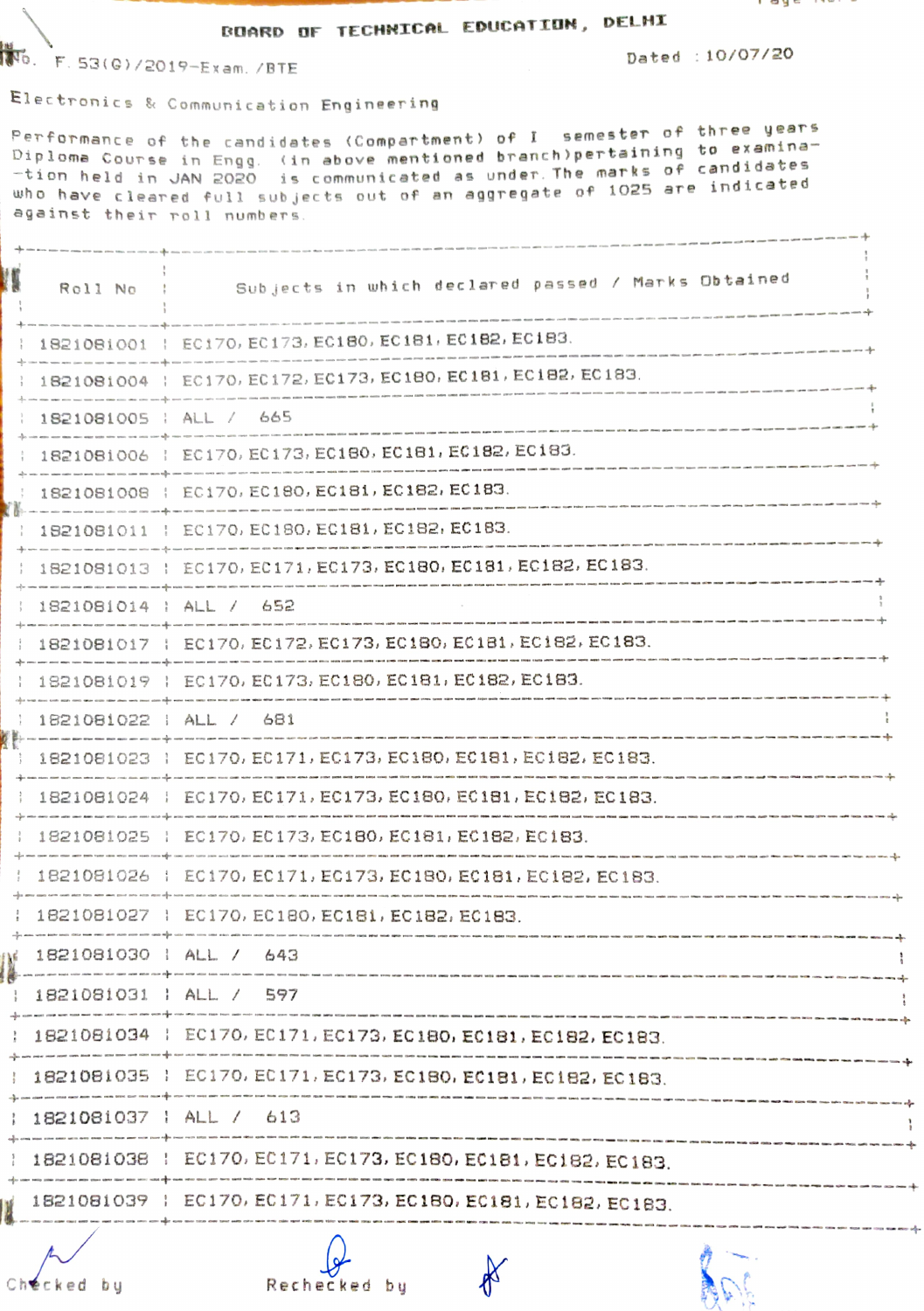# BOARD OF TECHNICAL EDUCATION, DELHI

No. F.53(G)/2019-Exam./BTE                                                    Dated : 10/07/20

Electronics & Communication Engineering

Performance of the candidates (Compartment) of I semester of three years Diploma Course in Engg. (in above mentioned branch)pertaining to examina-tion held in JAN 2020 is communicated as under. The marks of candidates who have cleared full subjects out of an aggregate of 1025 are indicated against their roll numbers.

| Roll No | Subjects in which declared passed / Marks Obtained |
|---|---|
| 1821081001 | EC170, EC173, EC180, EC181, EC182, EC183. |
| 1821081004 | EC170, EC172, EC173, EC180, EC181, EC182, EC183. |
| 1821081005 | ALL / 665 |
| 1821081006 | EC170, EC173, EC180, EC181, EC182, EC183. |
| 1821081008 | EC170, EC180, EC181, EC182, EC183. |
| 1821081011 | EC170, EC180, EC181, EC182, EC183. |
| 1821081013 | EC170, EC171, EC173, EC180, EC181, EC182, EC183. |
| 1821081014 | ALL / 652 |
| 1821081017 | EC170, EC172, EC173, EC180, EC181, EC182, EC183. |
| 1821081019 | EC170, EC173, EC180, EC181, EC182, EC183. |
| 1821081022 | ALL / 681 |
| 1821081023 | EC170, EC171, EC173, EC180, EC181, EC182, EC183. |
| 1821081024 | EC170, EC171, EC173, EC180, EC181, EC182, EC183. |
| 1821081025 | EC170, EC173, EC180, EC181, EC182, EC183. |
| 1821081026 | EC170, EC171, EC173, EC180, EC181, EC182, EC183. |
| 1821081027 | EC170, EC180, EC181, EC182, EC183. |
| 1821081030 | ALL / 643 |
| 1821081031 | ALL / 597 |
| 1821081034 | EC170, EC171, EC173, EC180, EC181, EC182, EC183. |
| 1821081035 | EC170, EC171, EC173, EC180, EC181, EC182, EC183. |
| 1821081037 | ALL / 613 |
| 1821081038 | EC170, EC171, EC173, EC180, EC181, EC182, EC183. |
| 1821081039 | EC170, EC171, EC173, EC180, EC181, EC182, EC183. |

Checked by                                  Rechecked by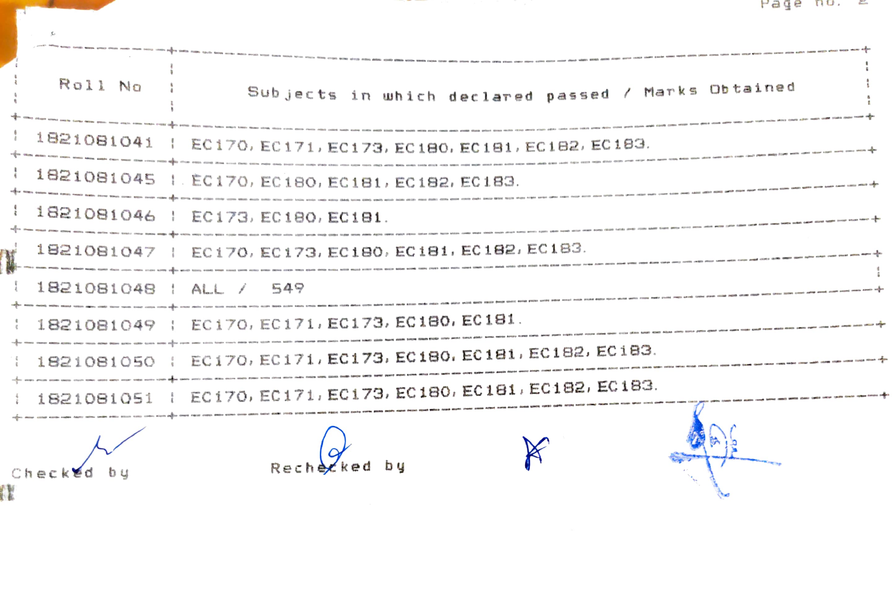| Roll No | Subjects in which declared passed / Marks Obtained |
|---|---|
| 1821081041 | EC170, EC171, EC173, EC180, EC181, EC182, EC183. |
| 1821081045 | EC170, EC180, EC181, EC182, EC183. |
| 1821081046 | EC173, EC180, EC181. |
| 1821081047 | EC170, EC173, EC180, EC181, EC182, EC183. |
| 1821081048 | ALL / 549 |
| 1821081049 | EC170, EC171, EC173, EC180, EC181. |
| 1821081050 | EC170, EC171, EC173, EC180, EC181, EC182, EC183. |
| 1821081051 | EC170, EC171, EC173, EC180, EC181, EC182, EC183. |

Checked by                Rechecked by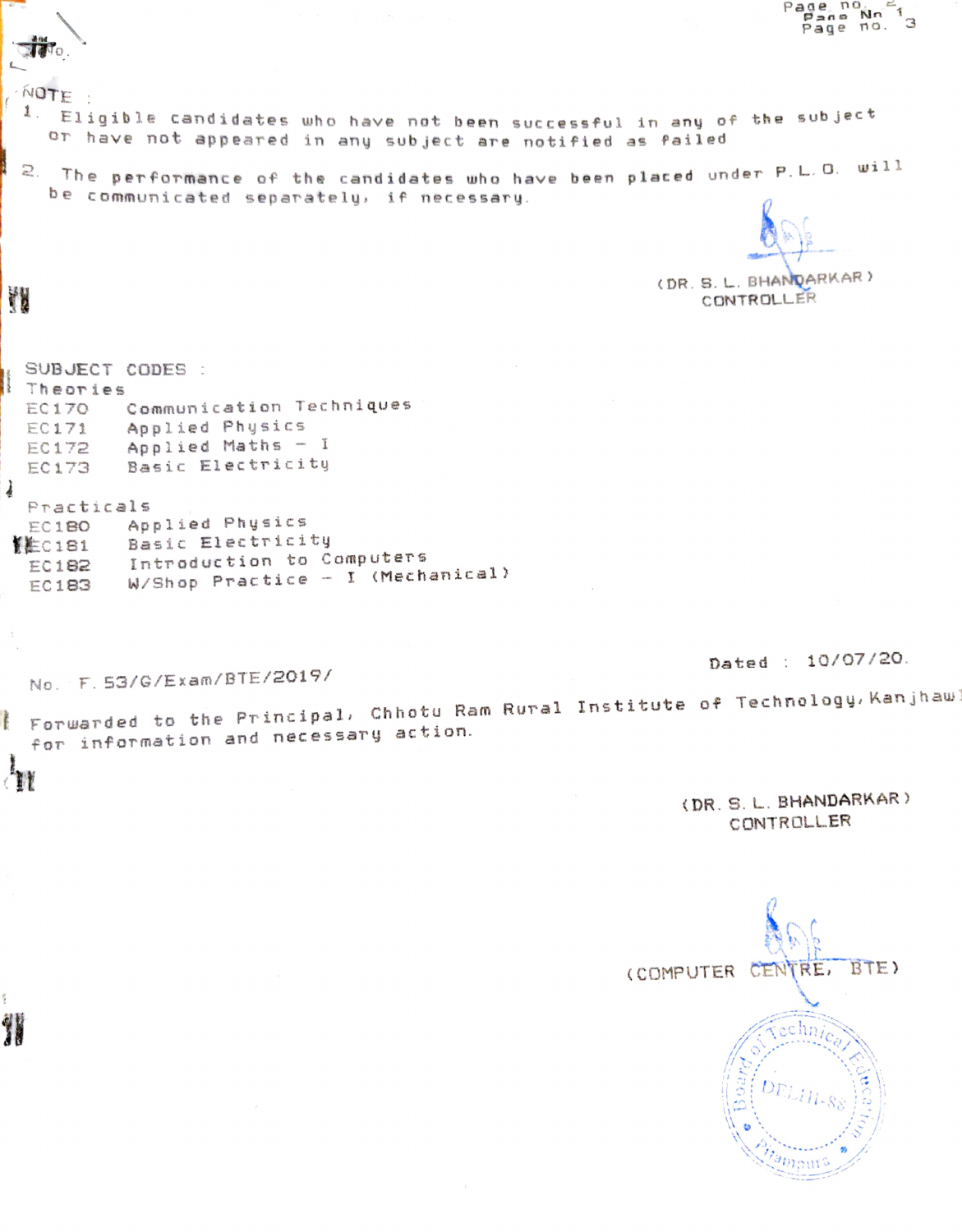NOTE :

1. Eligible candidates who have not been successful in any of the subject or have not appeared in any subject are notified as failed
2. The performance of the candidates who have been placed under P.L.O. will be communicated separately, if necessary.

(DR. S. L. BHANDARKAR)
CONTROLLER

SUBJECT CODES :

Theories

| | |
|---|---|
| EC170 | Communication Techniques |
| EC171 | Applied Physics |
| EC172 | Applied Maths - I |
| EC173 | Basic Electricity |

Practicals

| | |
|---|---|
| EC180 | Applied Physics |
| EC181 | Basic Electricity |
| EC182 | Introduction to Computers |
| EC183 | W/Shop Practice - I (Mechanical) |

No. F.53/G/Exam/BTE/2019/

Dated : 10/07/20.

Forwarded to the Principal, Chhotu Ram Rural Institute of Technology, Kanjhawl for information and necessary action.

(DR. S. L. BHANDARKAR)
CONTROLLER

(COMPUTER CENTRE, BTE)

Board of Technical Education DELHI-88 Pitampura